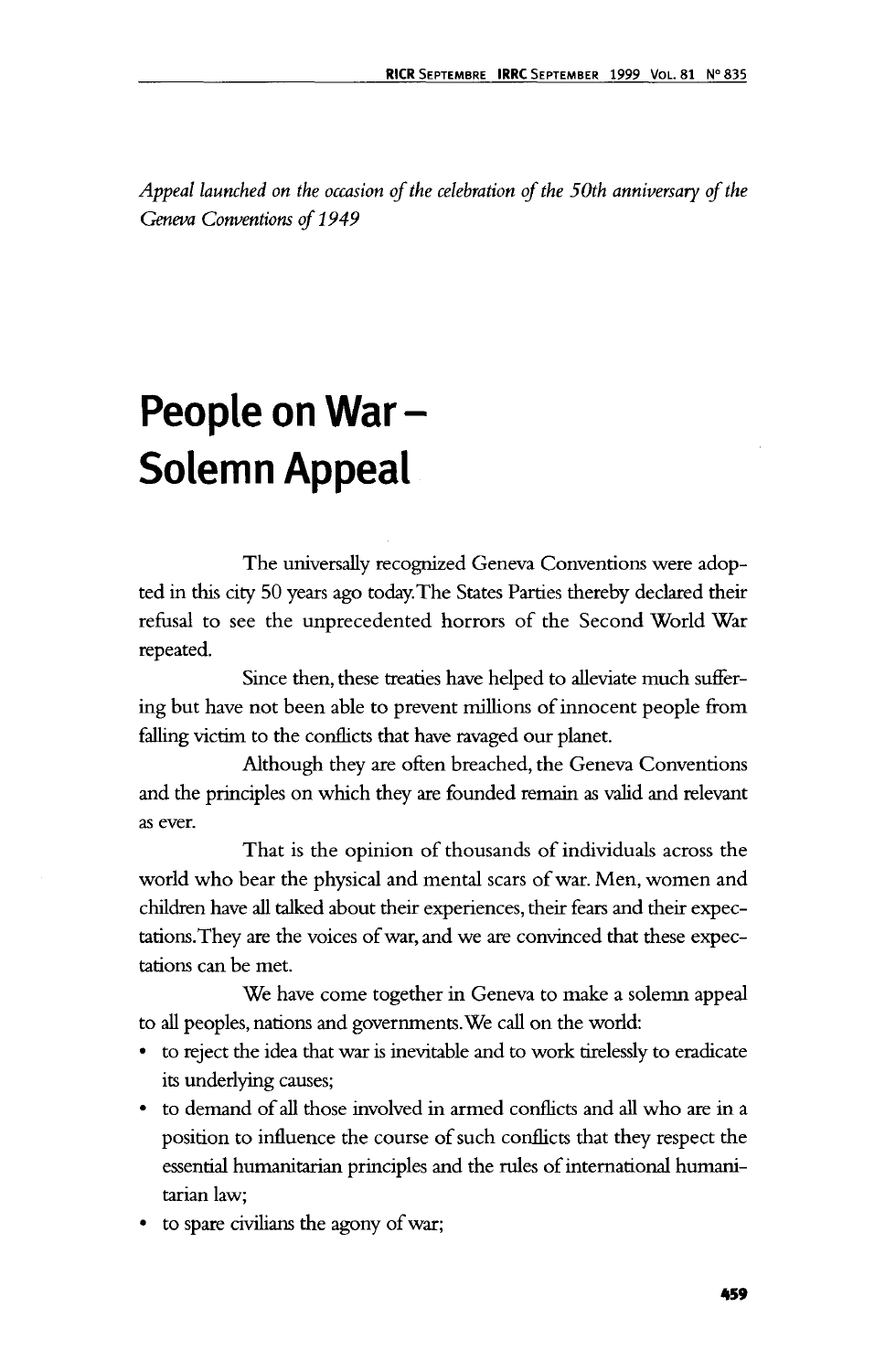*Appeal launched on the occasion of the celebration of the 50th anniversary of the Geneva Conventions of 1949*

# People on War – Solemn Appeal

The universally recognized Geneva Conventions were adopted in this city 50 years ago today. The States Parties thereby declared their refusal to see the unprecedented horrors of the Second World War repeated.

Since then, these treaties have helped to alleviate much suffering but have not been able to prevent millions of innocent people from falling victim to the conflicts that have ravaged our planet.

Although they are often breached, the Geneva Conventions and the principles on which they are founded remain as valid and relevant as ever.

That is the opinion of thousands of individuals across the world who bear the physical and mental scars of war. Men, women and children have all talked about their experiences, their fears and their expectations. They are the voices of war, and we are convinced that these expectations can be met.

We have come together in Geneva to make a solemn appeal to all peoples, nations and governments. We call on the world:

- to reject the idea that war is inevitable and to work tirelessly to eradicate its underlying causes;
- to demand of all those involved in armed conflicts and all who are in a position to influence the course of such conflicts that they respect the essential humanitarian principles and the rules of international humanitarian law;
- to spare civilians the agony of war;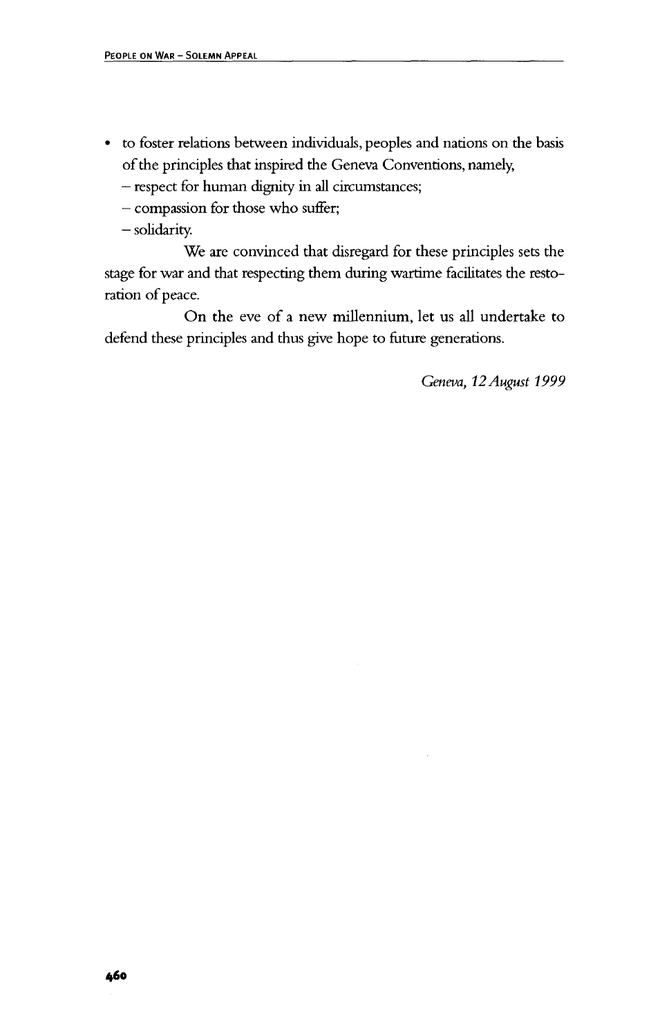- to foster relations between individuals, peoples and nations on the basis of the principles that inspired the Geneva Conventions, namely,
  – respect for human dignity in all circumstances;
  – compassion for those who suffer;
  – solidarity.

We are convinced that disregard for these principles sets the stage for war and that respecting them during wartime facilitates the restoration of peace.

On the eve of a new millennium, let us all undertake to defend these principles and thus give hope to future generations.

*Geneva, 12 August 1999*